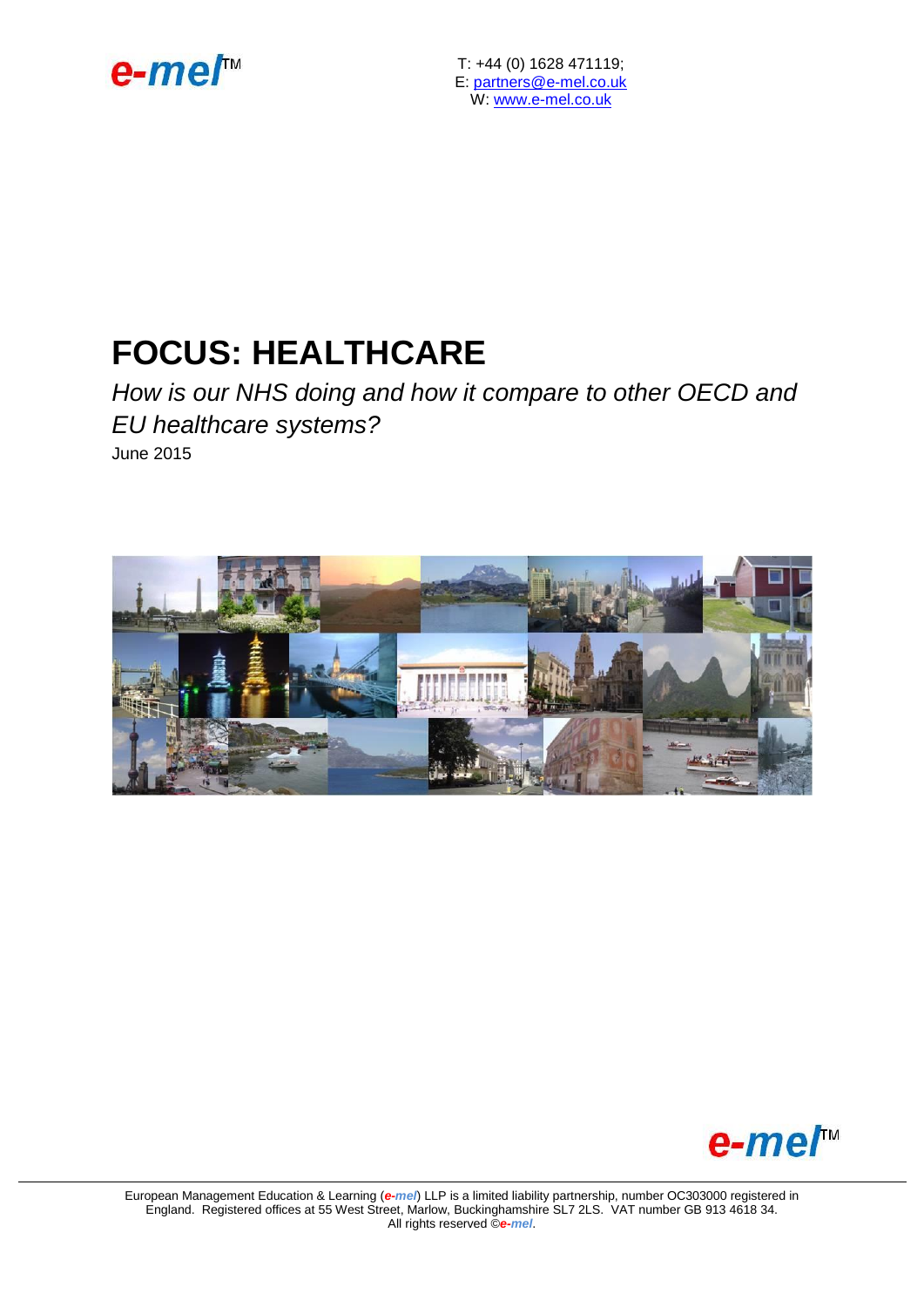e-mel™

T: +44 (0) 1628 471119;
E: partners@e-mel.co.uk
W: www.e-mel.co.uk

# FOCUS: HEALTHCARE

*How is our NHS doing and how it compare to other OECD and EU healthcare systems?*

June 2015

e-mel™

European Management Education & Learning (e-mel) LLP is a limited liability partnership, number OC303000 registered in England. Registered offices at 55 West Street, Marlow, Buckinghamshire SL7 2LS. VAT number GB 913 4618 34.
All rights reserved ©e-mel.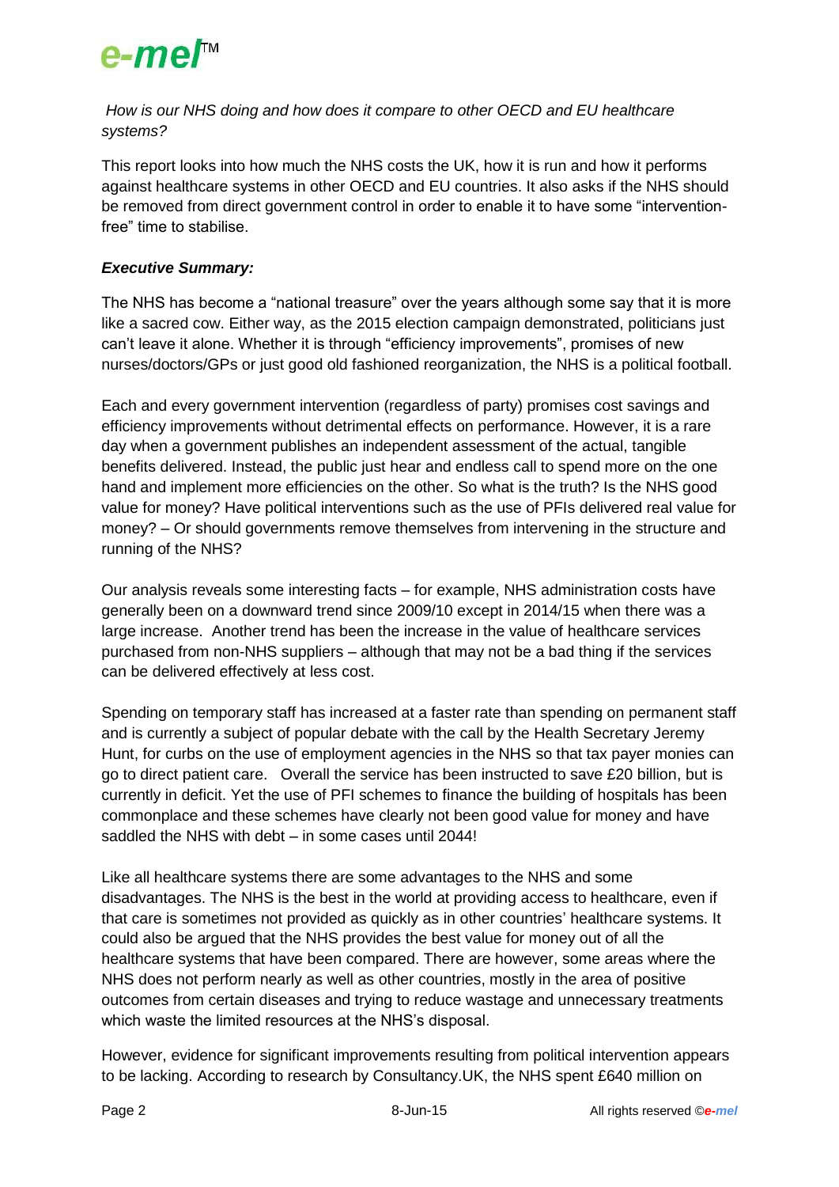*How is our NHS doing and how does it compare to other OECD and EU healthcare systems?*

This report looks into how much the NHS costs the UK, how it is run and how it performs against healthcare systems in other OECD and EU countries. It also asks if the NHS should be removed from direct government control in order to enable it to have some "intervention-free" time to stabilise.

***Executive Summary:***

The NHS has become a "national treasure" over the years although some say that it is more like a sacred cow. Either way, as the 2015 election campaign demonstrated, politicians just can't leave it alone. Whether it is through "efficiency improvements", promises of new nurses/doctors/GPs or just good old fashioned reorganization, the NHS is a political football.

Each and every government intervention (regardless of party) promises cost savings and efficiency improvements without detrimental effects on performance. However, it is a rare day when a government publishes an independent assessment of the actual, tangible benefits delivered. Instead, the public just hear and endless call to spend more on the one hand and implement more efficiencies on the other. So what is the truth? Is the NHS good value for money? Have political interventions such as the use of PFIs delivered real value for money? – Or should governments remove themselves from intervening in the structure and running of the NHS?

Our analysis reveals some interesting facts – for example, NHS administration costs have generally been on a downward trend since 2009/10 except in 2014/15 when there was a large increase. Another trend has been the increase in the value of healthcare services purchased from non-NHS suppliers – although that may not be a bad thing if the services can be delivered effectively at less cost.

Spending on temporary staff has increased at a faster rate than spending on permanent staff and is currently a subject of popular debate with the call by the Health Secretary Jeremy Hunt, for curbs on the use of employment agencies in the NHS so that tax payer monies can go to direct patient care. Overall the service has been instructed to save £20 billion, but is currently in deficit. Yet the use of PFI schemes to finance the building of hospitals has been commonplace and these schemes have clearly not been good value for money and have saddled the NHS with debt – in some cases until 2044!

Like all healthcare systems there are some advantages to the NHS and some disadvantages. The NHS is the best in the world at providing access to healthcare, even if that care is sometimes not provided as quickly as in other countries' healthcare systems. It could also be argued that the NHS provides the best value for money out of all the healthcare systems that have been compared. There are however, some areas where the NHS does not perform nearly as well as other countries, mostly in the area of positive outcomes from certain diseases and trying to reduce wastage and unnecessary treatments which waste the limited resources at the NHS's disposal.

However, evidence for significant improvements resulting from political intervention appears to be lacking. According to research by Consultancy.UK, the NHS spent £640 million on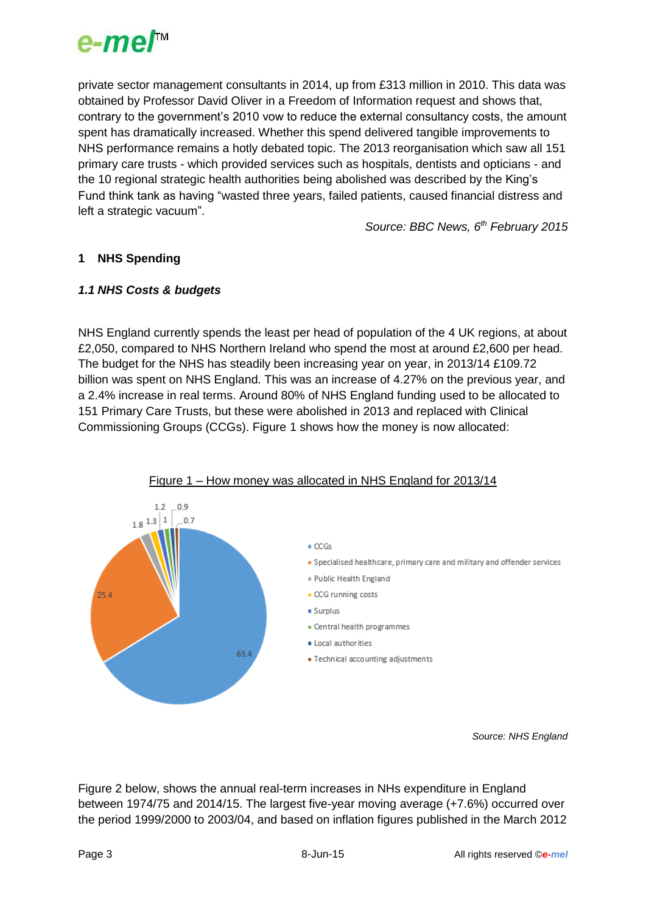private sector management consultants in 2014, up from £313 million in 2010. This data was obtained by Professor David Oliver in a Freedom of Information request and shows that, contrary to the government's 2010 vow to reduce the external consultancy costs, the amount spent has dramatically increased. Whether this spend delivered tangible improvements to NHS performance remains a hotly debated topic. The 2013 reorganisation which saw all 151 primary care trusts - which provided services such as hospitals, dentists and opticians - and the 10 regional strategic health authorities being abolished was described by the King's Fund think tank as having "wasted three years, failed patients, caused financial distress and left a strategic vacuum".

*Source: BBC News, 6th February 2015*

## 1 NHS Spending

### *1.1 NHS Costs & budgets*

NHS England currently spends the least per head of population of the 4 UK regions, at about £2,050, compared to NHS Northern Ireland who spend the most at around £2,600 per head. The budget for the NHS has steadily been increasing year on year, in 2013/14 £109.72 billion was spent on NHS England. This was an increase of 4.27% on the previous year, and a 2.4% increase in real terms. Around 80% of NHS England funding used to be allocated to 151 Primary Care Trusts, but these were abolished in 2013 and replaced with Clinical Commissioning Groups (CCGs). Figure 1 shows how the money is now allocated:

Figure 1 – How money was allocated in NHS England for 2013/14

63.4
25.4
1.8
1.3
1.2
1
0.9
0.7

- CCGs
- Specialised healthcare, primary care and military and offender services
- Public Health England
- CCG running costs
- Surplus
- Central health programmes
- Local authorities
- Technical accounting adjustments

*Source: NHS England*

Figure 2 below, shows the annual real-term increases in NHs expenditure in England between 1974/75 and 2014/15. The largest five-year moving average (+7.6%) occurred over the period 1999/2000 to 2003/04, and based on inflation figures published in the March 2012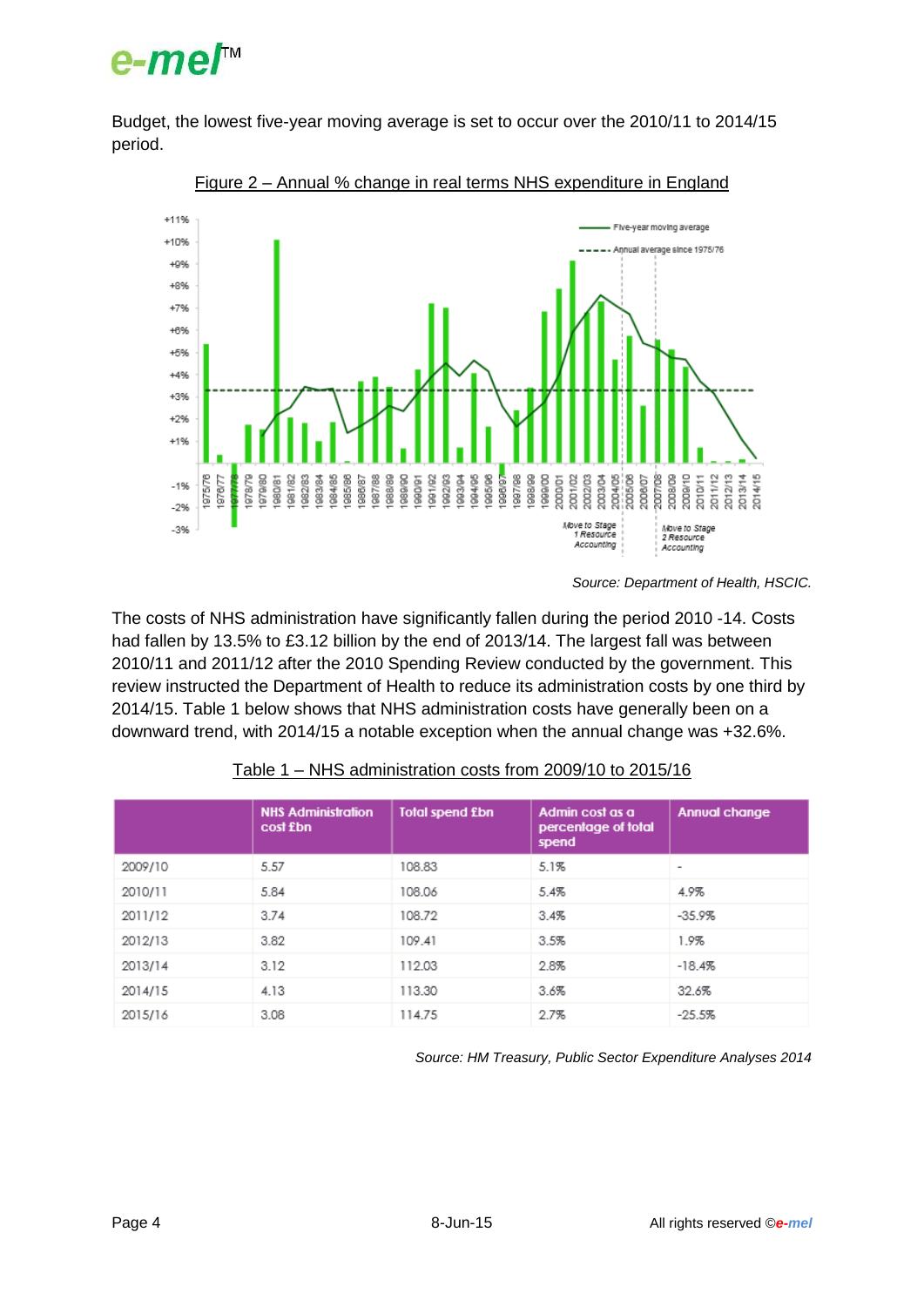Budget, the lowest five-year moving average is set to occur over the 2010/11 to 2014/15 period.

Figure 2 – Annual % change in real terms NHS expenditure in England

+11%
+10%
+9%
+8%
+7%
+6%
+5%
+4%
+3%
+2%
+1%
-1%
-2%
-3%

Five-year moving average
Annual average since 1975/76

1975/76
1976/77
1977/78
1978/79
1979/80
1980/81
1981/82
1982/83
1983/84
1984/85
1985/86
1986/87
1987/88
1988/89
1989/90
1990/91
1991/92
1992/93
1993/94
1994/95
1995/96
1996/97
1997/98
1998/99
1999/00
2000/01
2001/02
2002/03
2003/04
2004/05
2005/06
2006/07
2007/08
2008/09
2009/10
2010/11
2011/12
2012/13
2013/14
2014/15

Move to Stage 1 Resource Accounting

Move to Stage 2 Resource Accounting

*Source: Department of Health, HSCIC.*

The costs of NHS administration have significantly fallen during the period 2010 -14. Costs had fallen by 13.5% to £3.12 billion by the end of 2013/14. The largest fall was between 2010/11 and 2011/12 after the 2010 Spending Review conducted by the government. This review instructed the Department of Health to reduce its administration costs by one third by 2014/15. Table 1 below shows that NHS administration costs have generally been on a downward trend, with 2014/15 a notable exception when the annual change was +32.6%.

Table 1 – NHS administration costs from 2009/10 to 2015/16

| | NHS Administration cost £bn | Total spend £bn | Admin cost as a percentage of total spend | Annual change |
|---|---|---|---|---|
| 2009/10 | 5.57 | 108.83 | 5.1% | - |
| 2010/11 | 5.84 | 108.06 | 5.4% | 4.9% |
| 2011/12 | 3.74 | 108.72 | 3.4% | -35.9% |
| 2012/13 | 3.82 | 109.41 | 3.5% | 1.9% |
| 2013/14 | 3.12 | 112.03 | 2.8% | -18.4% |
| 2014/15 | 4.13 | 113.30 | 3.6% | 32.6% |
| 2015/16 | 3.08 | 114.75 | 2.7% | -25.5% |

*Source: HM Treasury, Public Sector Expenditure Analyses 2014*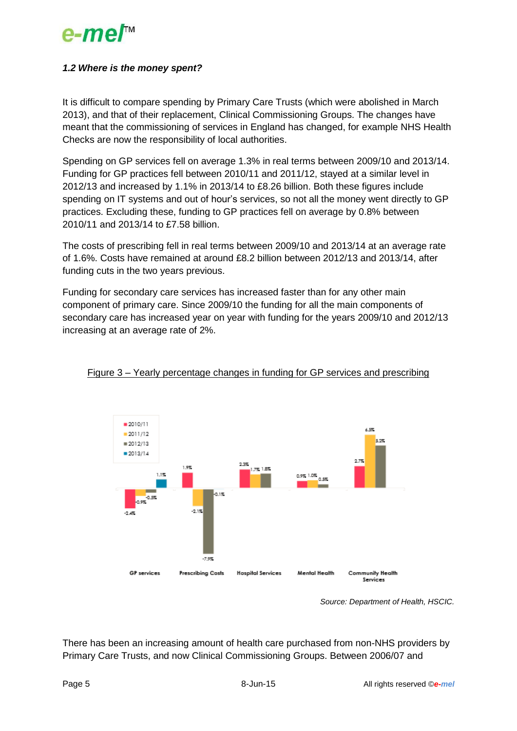*1.2 Where is the money spent?*

It is difficult to compare spending by Primary Care Trusts (which were abolished in March 2013), and that of their replacement, Clinical Commissioning Groups. The changes have meant that the commissioning of services in England has changed, for example NHS Health Checks are now the responsibility of local authorities.

Spending on GP services fell on average 1.3% in real terms between 2009/10 and 2013/14. Funding for GP practices fell between 2010/11 and 2011/12, stayed at a similar level in 2012/13 and increased by 1.1% in 2013/14 to £8.26 billion. Both these figures include spending on IT systems and out of hour's services, so not all the money went directly to GP practices. Excluding these, funding to GP practices fell on average by 0.8% between 2010/11 and 2013/14 to £7.58 billion.

The costs of prescribing fell in real terms between 2009/10 and 2013/14 at an average rate of 1.6%. Costs have remained at around £8.2 billion between 2012/13 and 2013/14, after funding cuts in the two years previous.

Funding for secondary care services has increased faster than for any other main component of primary care. Since 2009/10 the funding for all the main components of secondary care has increased year on year with funding for the years 2009/10 and 2012/13 increasing at an average rate of 2%.

Figure 3 – Yearly percentage changes in funding for GP services and prescribing

2010/11
2011/12
2012/13
2013/14

GP services: -2.4%, -0.9%, -0.5%, 1.1%
Prescribing Costs: 1.9%, -2.1%, -7.9%, -0.1%
Hospital Services: 2.3%, 1.7%, 1.8%
Mental Health: 0.9%, 1.0%, 0.5%
Community Health Services: 2.7%, 6.5%, 5.2%

*Source: Department of Health, HSCIC.*

There has been an increasing amount of health care purchased from non-NHS providers by Primary Care Trusts, and now Clinical Commissioning Groups. Between 2006/07 and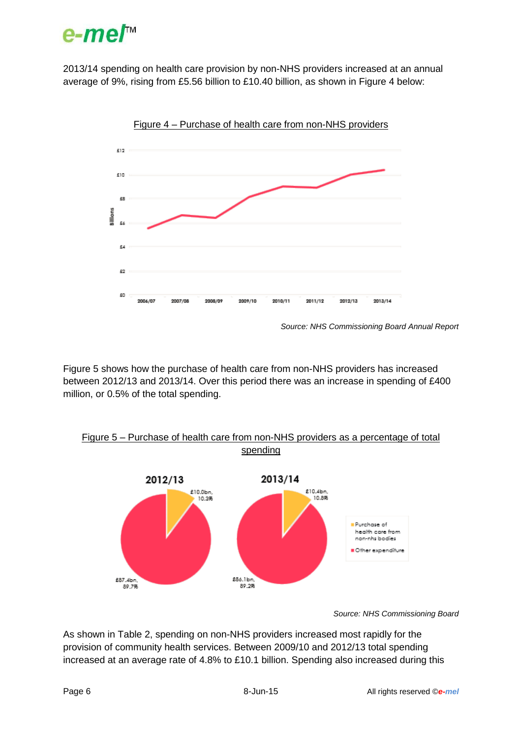2013/14 spending on health care provision by non-NHS providers increased at an annual average of 9%, rising from £5.56 billion to £10.40 billion, as shown in Figure 4 below:

Figure 4 – Purchase of health care from non-NHS providers

£12
£10
£8
£6
£4
£2
£0

Billions

2006/07
2007/08
2008/09
2009/10
2010/11
2011/12
2012/13
2013/14

*Source: NHS Commissioning Board Annual Report*

Figure 5 shows how the purchase of health care from non-NHS providers has increased between 2012/13 and 2013/14. Over this period there was an increase in spending of £400 million, or 0.5% of the total spending.

Figure 5 – Purchase of health care from non-NHS providers as a percentage of total spending

2012/13
£10.0bn, 10.3%
£87.4bn, 89.7%

2013/14
£10.4bn, 10.8%
£86.1bn, 89.2%

Purchase of health care from non-nhs bodies
Other expenditure

*Source: NHS Commissioning Board*

As shown in Table 2, spending on non-NHS providers increased most rapidly for the provision of community health services. Between 2009/10 and 2012/13 total spending increased at an average rate of 4.8% to £10.1 billion. Spending also increased during this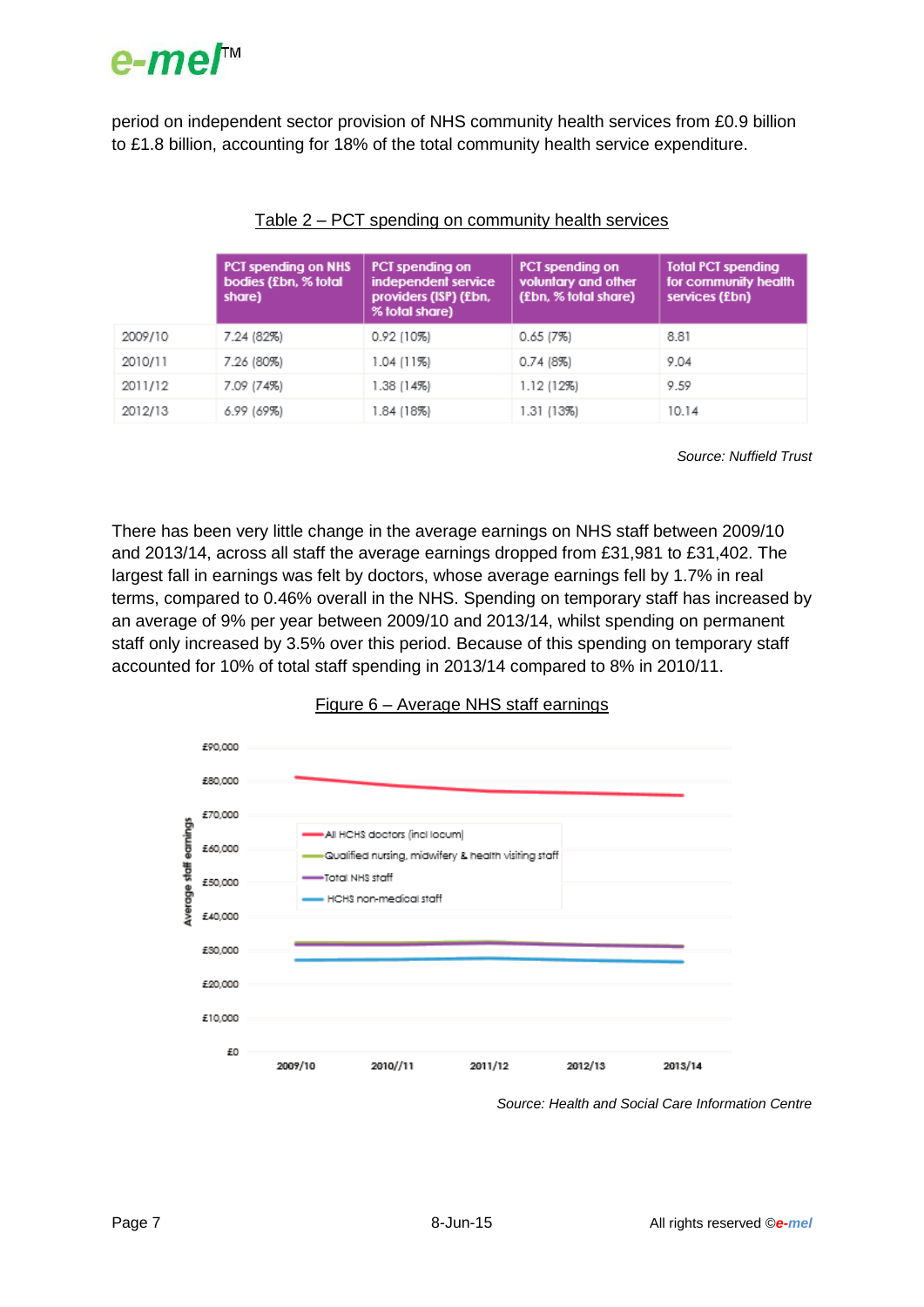period on independent sector provision of NHS community health services from £0.9 billion to £1.8 billion, accounting for 18% of the total community health service expenditure.

Table 2 – PCT spending on community health services

| | PCT spending on NHS bodies (£bn, % total share) | PCT spending on independent service providers (ISP) (£bn, % total share) | PCT spending on voluntary and other (£bn, % total share) | Total PCT spending for community health services (£bn) |
|---|---|---|---|---|
| 2009/10 | 7.24 (82%) | 0.92 (10%) | 0.65 (7%) | 8.81 |
| 2010/11 | 7.26 (80%) | 1.04 (11%) | 0.74 (8%) | 9.04 |
| 2011/12 | 7.09 (74%) | 1.38 (14%) | 1.12 (12%) | 9.59 |
| 2012/13 | 6.99 (69%) | 1.84 (18%) | 1.31 (13%) | 10.14 |

*Source: Nuffield Trust*

There has been very little change in the average earnings on NHS staff between 2009/10 and 2013/14, across all staff the average earnings dropped from £31,981 to £31,402. The largest fall in earnings was felt by doctors, whose average earnings fell by 1.7% in real terms, compared to 0.46% overall in the NHS. Spending on temporary staff has increased by an average of 9% per year between 2009/10 and 2013/14, whilst spending on permanent staff only increased by 3.5% over this period. Because of this spending on temporary staff accounted for 10% of total staff spending in 2013/14 compared to 8% in 2010/11.

Figure 6 – Average NHS staff earnings

Average staff earnings

£90,000
£80,000
£70,000
£60,000
£50,000
£40,000
£30,000
£20,000
£10,000
£0

2009/10
2010//11
2011/12
2012/13
2013/14

All HCHS doctors (incl locum)
Qualified nursing, midwifery & health visiting staff
Total NHS staff
HCHS non-medical staff

*Source: Health and Social Care Information Centre*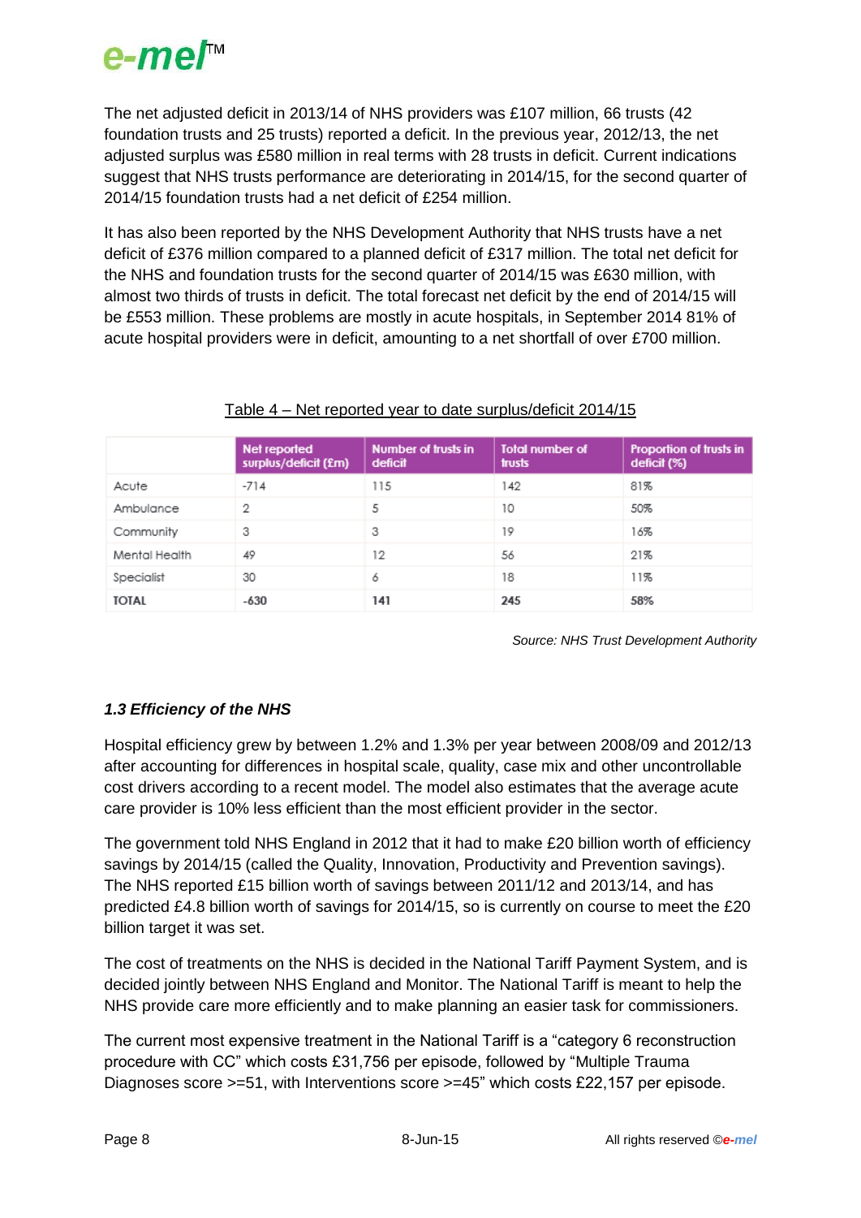The net adjusted deficit in 2013/14 of NHS providers was £107 million, 66 trusts (42 foundation trusts and 25 trusts) reported a deficit. In the previous year, 2012/13, the net adjusted surplus was £580 million in real terms with 28 trusts in deficit. Current indications suggest that NHS trusts performance are deteriorating in 2014/15, for the second quarter of 2014/15 foundation trusts had a net deficit of £254 million.

It has also been reported by the NHS Development Authority that NHS trusts have a net deficit of £376 million compared to a planned deficit of £317 million. The total net deficit for the NHS and foundation trusts for the second quarter of 2014/15 was £630 million, with almost two thirds of trusts in deficit. The total forecast net deficit by the end of 2014/15 will be £553 million. These problems are mostly in acute hospitals, in September 2014 81% of acute hospital providers were in deficit, amounting to a net shortfall of over £700 million.

Table 4 – Net reported year to date surplus/deficit 2014/15

| | Net reported surplus/deficit (£m) | Number of trusts in deficit | Total number of trusts | Proportion of trusts in deficit (%) |
|---|---|---|---|---|
| Acute | -714 | 115 | 142 | 81% |
| Ambulance | 2 | 5 | 10 | 50% |
| Community | 3 | 3 | 19 | 16% |
| Mental Health | 49 | 12 | 56 | 21% |
| Specialist | 30 | 6 | 18 | 11% |
| **TOTAL** | **-630** | **141** | **245** | **58%** |

*Source: NHS Trust Development Authority*

### *1.3 Efficiency of the NHS*

Hospital efficiency grew by between 1.2% and 1.3% per year between 2008/09 and 2012/13 after accounting for differences in hospital scale, quality, case mix and other uncontrollable cost drivers according to a recent model. The model also estimates that the average acute care provider is 10% less efficient than the most efficient provider in the sector.

The government told NHS England in 2012 that it had to make £20 billion worth of efficiency savings by 2014/15 (called the Quality, Innovation, Productivity and Prevention savings). The NHS reported £15 billion worth of savings between 2011/12 and 2013/14, and has predicted £4.8 billion worth of savings for 2014/15, so is currently on course to meet the £20 billion target it was set.

The cost of treatments on the NHS is decided in the National Tariff Payment System, and is decided jointly between NHS England and Monitor. The National Tariff is meant to help the NHS provide care more efficiently and to make planning an easier task for commissioners.

The current most expensive treatment in the National Tariff is a “category 6 reconstruction procedure with CC” which costs £31,756 per episode, followed by “Multiple Trauma Diagnoses score >=51, with Interventions score >=45” which costs £22,157 per episode.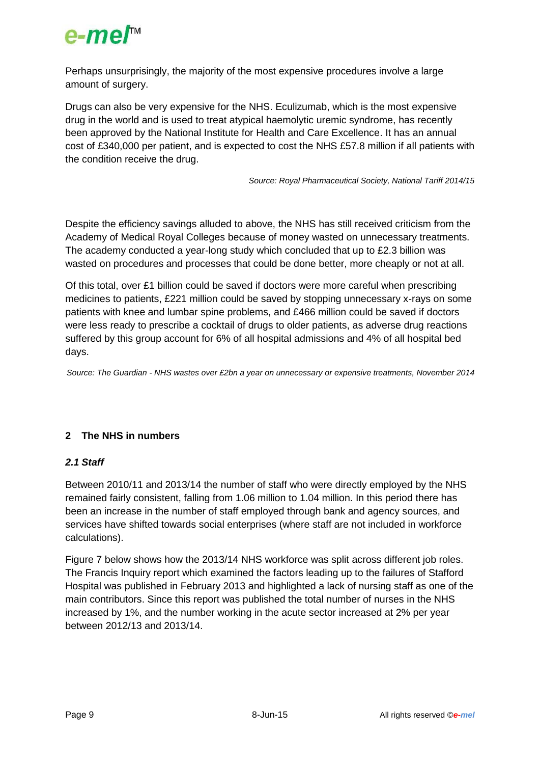Perhaps unsurprisingly, the majority of the most expensive procedures involve a large amount of surgery.

Drugs can also be very expensive for the NHS. Eculizumab, which is the most expensive drug in the world and is used to treat atypical haemolytic uremic syndrome, has recently been approved by the National Institute for Health and Care Excellence. It has an annual cost of £340,000 per patient, and is expected to cost the NHS £57.8 million if all patients with the condition receive the drug.

*Source: Royal Pharmaceutical Society, National Tariff 2014/15*

Despite the efficiency savings alluded to above, the NHS has still received criticism from the Academy of Medical Royal Colleges because of money wasted on unnecessary treatments. The academy conducted a year-long study which concluded that up to £2.3 billion was wasted on procedures and processes that could be done better, more cheaply or not at all.

Of this total, over £1 billion could be saved if doctors were more careful when prescribing medicines to patients, £221 million could be saved by stopping unnecessary x-rays on some patients with knee and lumbar spine problems, and £466 million could be saved if doctors were less ready to prescribe a cocktail of drugs to older patients, as adverse drug reactions suffered by this group account for 6% of all hospital admissions and 4% of all hospital bed days.

*Source: The Guardian - NHS wastes over £2bn a year on unnecessary or expensive treatments, November 2014*

## 2 The NHS in numbers

### *2.1 Staff*

Between 2010/11 and 2013/14 the number of staff who were directly employed by the NHS remained fairly consistent, falling from 1.06 million to 1.04 million. In this period there has been an increase in the number of staff employed through bank and agency sources, and services have shifted towards social enterprises (where staff are not included in workforce calculations).

Figure 7 below shows how the 2013/14 NHS workforce was split across different job roles. The Francis Inquiry report which examined the factors leading up to the failures of Stafford Hospital was published in February 2013 and highlighted a lack of nursing staff as one of the main contributors. Since this report was published the total number of nurses in the NHS increased by 1%, and the number working in the acute sector increased at 2% per year between 2012/13 and 2013/14.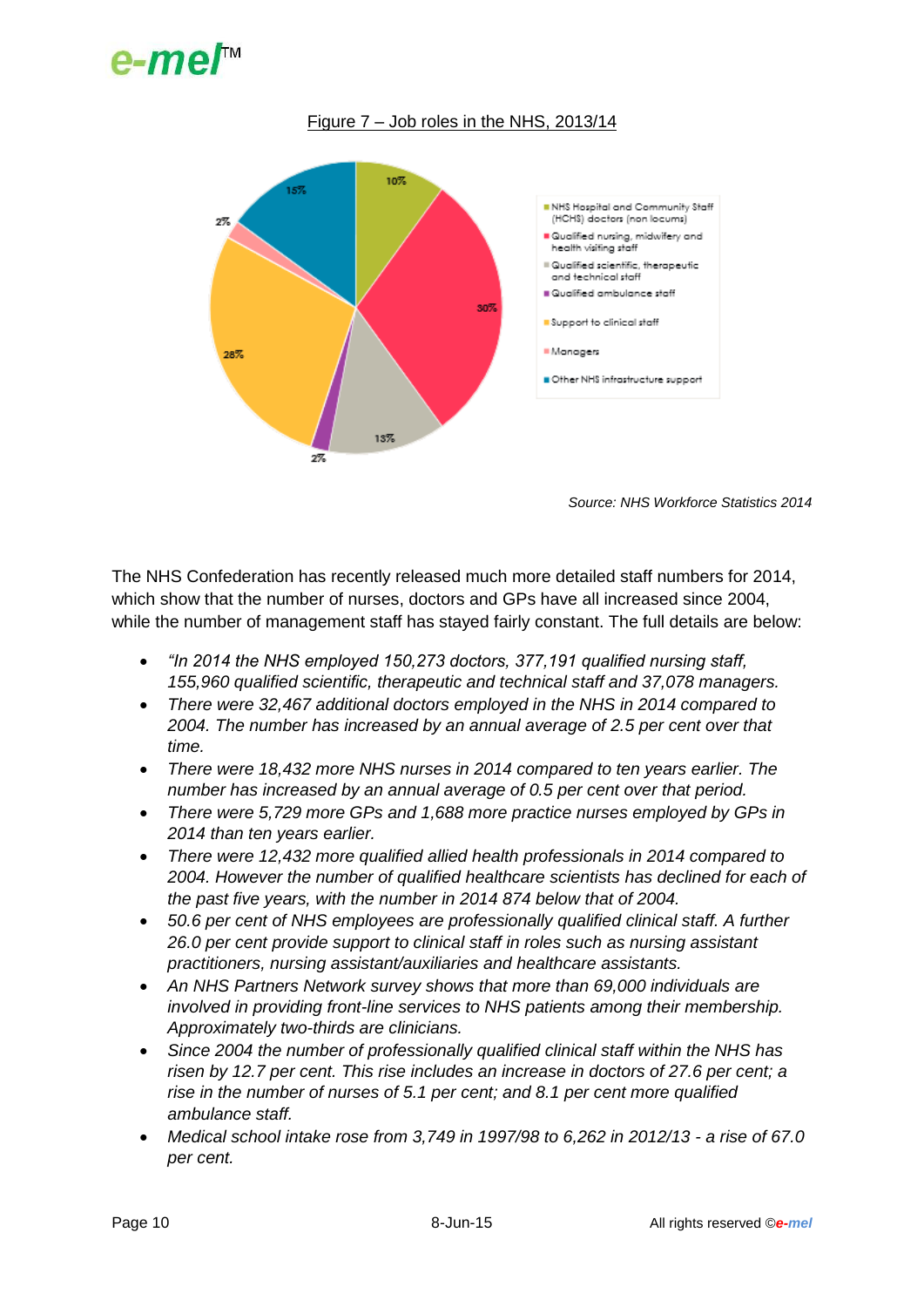Figure 7 – Job roles in the NHS, 2013/14

10%
30%
13%
2%
28%
2%
15%

- NHS Hospital and Community Staff (HCHS) doctors (non locums)
- Qualified nursing, midwifery and health visiting staff
- Qualified scientific, therapeutic and technical staff
- Qualified ambulance staff
- Support to clinical staff
- Managers
- Other NHS infrastructure support

*Source: NHS Workforce Statistics 2014*

The NHS Confederation has recently released much more detailed staff numbers for 2014, which show that the number of nurses, doctors and GPs have all increased since 2004, while the number of management staff has stayed fairly constant. The full details are below:

- *"In 2014 the NHS employed 150,273 doctors, 377,191 qualified nursing staff, 155,960 qualified scientific, therapeutic and technical staff and 37,078 managers.*
- *There were 32,467 additional doctors employed in the NHS in 2014 compared to 2004. The number has increased by an annual average of 2.5 per cent over that time.*
- *There were 18,432 more NHS nurses in 2014 compared to ten years earlier. The number has increased by an annual average of 0.5 per cent over that period.*
- *There were 5,729 more GPs and 1,688 more practice nurses employed by GPs in 2014 than ten years earlier.*
- *There were 12,432 more qualified allied health professionals in 2014 compared to 2004. However the number of qualified healthcare scientists has declined for each of the past five years, with the number in 2014 874 below that of 2004.*
- *50.6 per cent of NHS employees are professionally qualified clinical staff. A further 26.0 per cent provide support to clinical staff in roles such as nursing assistant practitioners, nursing assistant/auxiliaries and healthcare assistants.*
- *An NHS Partners Network survey shows that more than 69,000 individuals are involved in providing front-line services to NHS patients among their membership. Approximately two-thirds are clinicians.*
- *Since 2004 the number of professionally qualified clinical staff within the NHS has risen by 12.7 per cent. This rise includes an increase in doctors of 27.6 per cent; a rise in the number of nurses of 5.1 per cent; and 8.1 per cent more qualified ambulance staff.*
- *Medical school intake rose from 3,749 in 1997/98 to 6,262 in 2012/13 - a rise of 67.0 per cent.*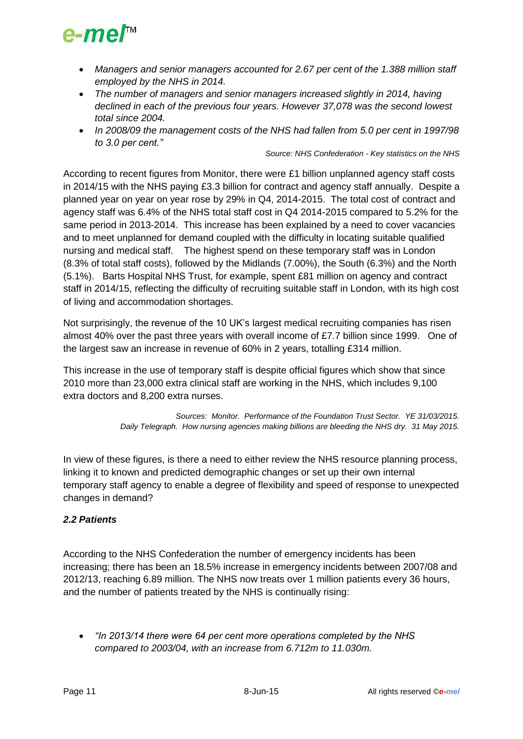- *Managers and senior managers accounted for 2.67 per cent of the 1.388 million staff employed by the NHS in 2014.*
- *The number of managers and senior managers increased slightly in 2014, having declined in each of the previous four years. However 37,078 was the second lowest total since 2004.*
- *In 2008/09 the management costs of the NHS had fallen from 5.0 per cent in 1997/98 to 3.0 per cent."*

*Source: NHS Confederation - Key statistics on the NHS*

According to recent figures from Monitor, there were £1 billion unplanned agency staff costs in 2014/15 with the NHS paying £3.3 billion for contract and agency staff annually. Despite a planned year on year on year rose by 29% in Q4, 2014-2015. The total cost of contract and agency staff was 6.4% of the NHS total staff cost in Q4 2014-2015 compared to 5.2% for the same period in 2013-2014. This increase has been explained by a need to cover vacancies and to meet unplanned for demand coupled with the difficulty in locating suitable qualified nursing and medical staff. The highest spend on these temporary staff was in London (8.3% of total staff costs), followed by the Midlands (7.00%), the South (6.3%) and the North (5.1%). Barts Hospital NHS Trust, for example, spent £81 million on agency and contract staff in 2014/15, reflecting the difficulty of recruiting suitable staff in London, with its high cost of living and accommodation shortages.

Not surprisingly, the revenue of the 10 UK's largest medical recruiting companies has risen almost 40% over the past three years with overall income of £7.7 billion since 1999. One of the largest saw an increase in revenue of 60% in 2 years, totalling £314 million.

This increase in the use of temporary staff is despite official figures which show that since 2010 more than 23,000 extra clinical staff are working in the NHS, which includes 9,100 extra doctors and 8,200 extra nurses.

*Sources: Monitor. Performance of the Foundation Trust Sector. YE 31/03/2015.*
*Daily Telegraph. How nursing agencies making billions are bleeding the NHS dry. 31 May 2015.*

In view of these figures, is there a need to either review the NHS resource planning process, linking it to known and predicted demographic changes or set up their own internal temporary staff agency to enable a degree of flexibility and speed of response to unexpected changes in demand?

### *2.2 Patients*

According to the NHS Confederation the number of emergency incidents has been increasing; there has been an 18.5% increase in emergency incidents between 2007/08 and 2012/13, reaching 6.89 million. The NHS now treats over 1 million patients every 36 hours, and the number of patients treated by the NHS is continually rising:

- *"In 2013/14 there were 64 per cent more operations completed by the NHS compared to 2003/04, with an increase from 6.712m to 11.030m.*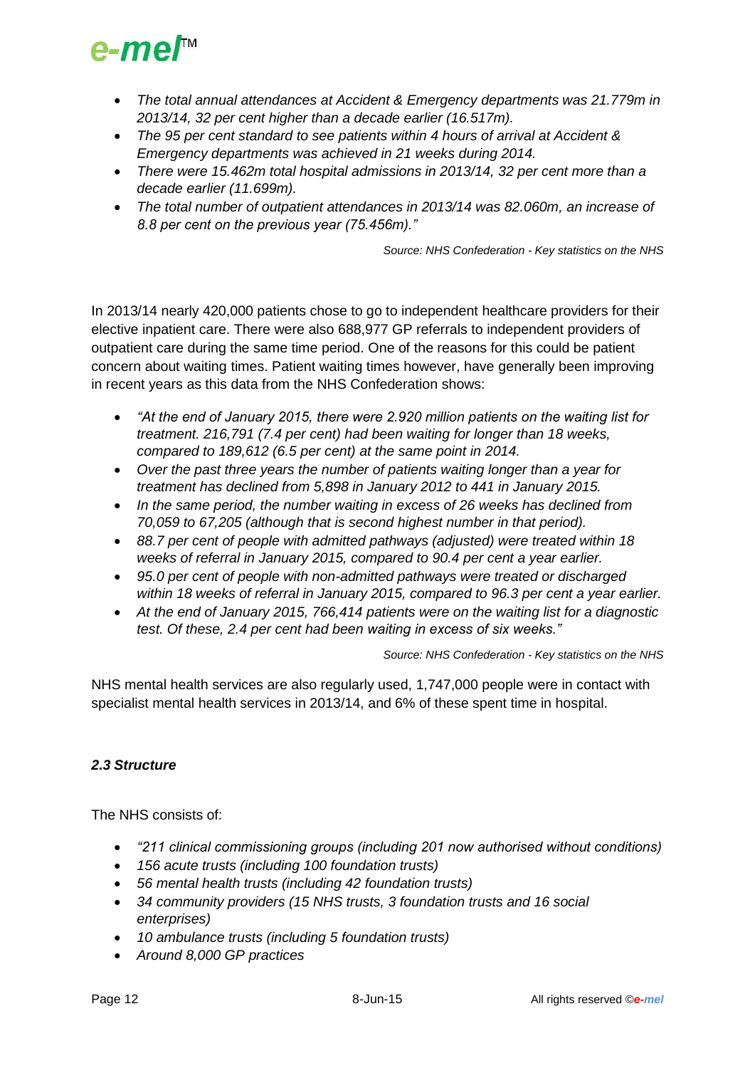- *The total annual attendances at Accident & Emergency departments was 21.779m in 2013/14, 32 per cent higher than a decade earlier (16.517m).*
- *The 95 per cent standard to see patients within 4 hours of arrival at Accident & Emergency departments was achieved in 21 weeks during 2014.*
- *There were 15.462m total hospital admissions in 2013/14, 32 per cent more than a decade earlier (11.699m).*
- *The total number of outpatient attendances in 2013/14 was 82.060m, an increase of 8.8 per cent on the previous year (75.456m)."*

*Source: NHS Confederation - Key statistics on the NHS*

In 2013/14 nearly 420,000 patients chose to go to independent healthcare providers for their elective inpatient care. There were also 688,977 GP referrals to independent providers of outpatient care during the same time period. One of the reasons for this could be patient concern about waiting times. Patient waiting times however, have generally been improving in recent years as this data from the NHS Confederation shows:

- *"At the end of January 2015, there were 2.920 million patients on the waiting list for treatment. 216,791 (7.4 per cent) had been waiting for longer than 18 weeks, compared to 189,612 (6.5 per cent) at the same point in 2014.*
- *Over the past three years the number of patients waiting longer than a year for treatment has declined from 5,898 in January 2012 to 441 in January 2015.*
- *In the same period, the number waiting in excess of 26 weeks has declined from 70,059 to 67,205 (although that is second highest number in that period).*
- *88.7 per cent of people with admitted pathways (adjusted) were treated within 18 weeks of referral in January 2015, compared to 90.4 per cent a year earlier.*
- *95.0 per cent of people with non-admitted pathways were treated or discharged within 18 weeks of referral in January 2015, compared to 96.3 per cent a year earlier.*
- *At the end of January 2015, 766,414 patients were on the waiting list for a diagnostic test. Of these, 2.4 per cent had been waiting in excess of six weeks."*

*Source: NHS Confederation - Key statistics on the NHS*

NHS mental health services are also regularly used, 1,747,000 people were in contact with specialist mental health services in 2013/14, and 6% of these spent time in hospital.

### *2.3 Structure*

The NHS consists of:

- *"211 clinical commissioning groups (including 201 now authorised without conditions)*
- *156 acute trusts (including 100 foundation trusts)*
- *56 mental health trusts (including 42 foundation trusts)*
- *34 community providers (15 NHS trusts, 3 foundation trusts and 16 social enterprises)*
- *10 ambulance trusts (including 5 foundation trusts)*
- *Around 8,000 GP practices*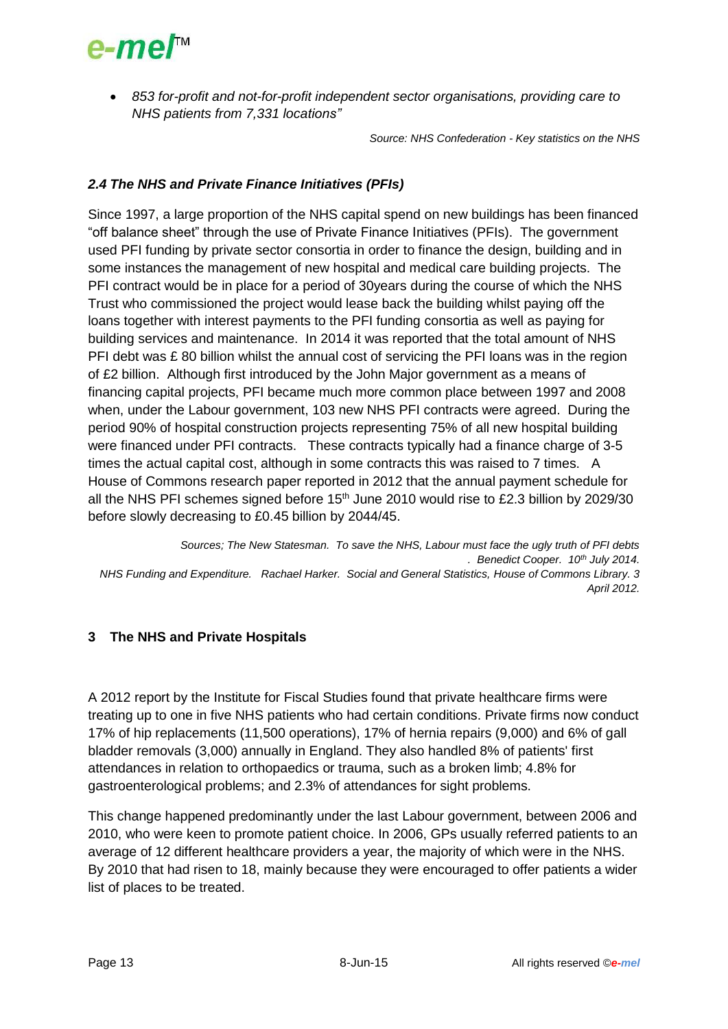- *853 for-profit and not-for-profit independent sector organisations, providing care to NHS patients from 7,331 locations"*

*Source: NHS Confederation - Key statistics on the NHS*

### *2.4 The NHS and Private Finance Initiatives (PFIs)*

Since 1997, a large proportion of the NHS capital spend on new buildings has been financed "off balance sheet" through the use of Private Finance Initiatives (PFIs). The government used PFI funding by private sector consortia in order to finance the design, building and in some instances the management of new hospital and medical care building projects. The PFI contract would be in place for a period of 30years during the course of which the NHS Trust who commissioned the project would lease back the building whilst paying off the loans together with interest payments to the PFI funding consortia as well as paying for building services and maintenance. In 2014 it was reported that the total amount of NHS PFI debt was £ 80 billion whilst the annual cost of servicing the PFI loans was in the region of £2 billion. Although first introduced by the John Major government as a means of financing capital projects, PFI became much more common place between 1997 and 2008 when, under the Labour government, 103 new NHS PFI contracts were agreed. During the period 90% of hospital construction projects representing 75% of all new hospital building were financed under PFI contracts. These contracts typically had a finance charge of 3-5 times the actual capital cost, although in some contracts this was raised to 7 times. A House of Commons research paper reported in 2012 that the annual payment schedule for all the NHS PFI schemes signed before 15th June 2010 would rise to £2.3 billion by 2029/30 before slowly decreasing to £0.45 billion by 2044/45.

*Sources; The New Statesman. To save the NHS, Labour must face the ugly truth of PFI debts . Benedict Cooper. 10th July 2014.*
*NHS Funding and Expenditure. Rachael Harker. Social and General Statistics, House of Commons Library. 3 April 2012.*

## 3 The NHS and Private Hospitals

A 2012 report by the Institute for Fiscal Studies found that private healthcare firms were treating up to one in five NHS patients who had certain conditions. Private firms now conduct 17% of hip replacements (11,500 operations), 17% of hernia repairs (9,000) and 6% of gall bladder removals (3,000) annually in England. They also handled 8% of patients' first attendances in relation to orthopaedics or trauma, such as a broken limb; 4.8% for gastroenterological problems; and 2.3% of attendances for sight problems.

This change happened predominantly under the last Labour government, between 2006 and 2010, who were keen to promote patient choice. In 2006, GPs usually referred patients to an average of 12 different healthcare providers a year, the majority of which were in the NHS. By 2010 that had risen to 18, mainly because they were encouraged to offer patients a wider list of places to be treated.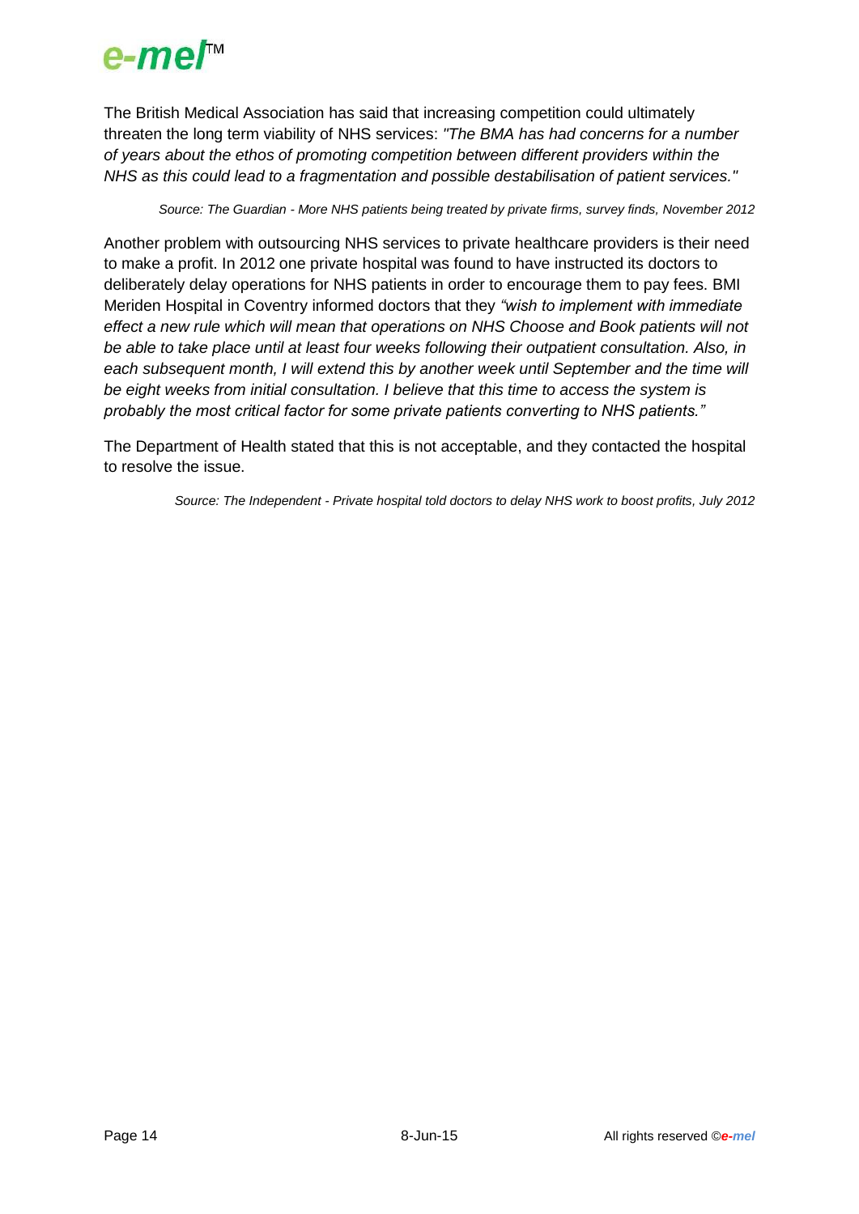The British Medical Association has said that increasing competition could ultimately threaten the long term viability of NHS services: *"The BMA has had concerns for a number of years about the ethos of promoting competition between different providers within the NHS as this could lead to a fragmentation and possible destabilisation of patient services."*

*Source: The Guardian - More NHS patients being treated by private firms, survey finds, November 2012*

Another problem with outsourcing NHS services to private healthcare providers is their need to make a profit. In 2012 one private hospital was found to have instructed its doctors to deliberately delay operations for NHS patients in order to encourage them to pay fees. BMI Meriden Hospital in Coventry informed doctors that they *"wish to implement with immediate effect a new rule which will mean that operations on NHS Choose and Book patients will not be able to take place until at least four weeks following their outpatient consultation. Also, in each subsequent month, I will extend this by another week until September and the time will be eight weeks from initial consultation. I believe that this time to access the system is probably the most critical factor for some private patients converting to NHS patients."*

The Department of Health stated that this is not acceptable, and they contacted the hospital to resolve the issue.

*Source: The Independent - Private hospital told doctors to delay NHS work to boost profits, July 2012*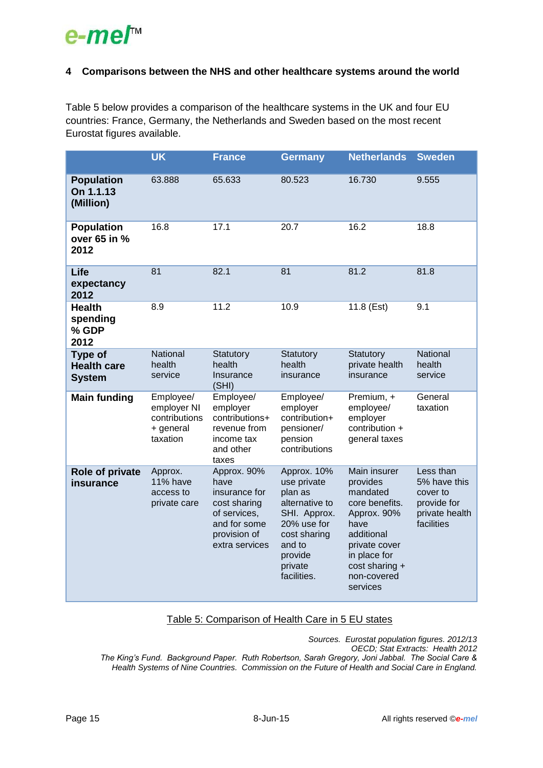## 4 Comparisons between the NHS and other healthcare systems around the world

Table 5 below provides a comparison of the healthcare systems in the UK and four EU countries: France, Germany, the Netherlands and Sweden based on the most recent Eurostat figures available.

| | UK | France | Germany | Netherlands | Sweden |
|---|---|---|---|---|---|
| **Population On 1.1.13 (Million)** | 63.888 | 65.633 | 80.523 | 16.730 | 9.555 |
| **Population over 65 in % 2012** | 16.8 | 17.1 | 20.7 | 16.2 | 18.8 |
| **Life expectancy 2012** | 81 | 82.1 | 81 | 81.2 | 81.8 |
| **Health spending % GDP 2012** | 8.9 | 11.2 | 10.9 | 11.8 (Est) | 9.1 |
| **Type of Health care System** | National health service | Statutory health Insurance (SHI) | Statutory health insurance | Statutory private health insurance | National health service |
| **Main funding** | Employee/ employer NI contributions + general taxation | Employee/ employer contributions+ revenue from income tax and other taxes | Employee/ employer contribution+ pensioner/ pension contributions | Premium, + employee/ employer contribution + general taxes | General taxation |
| **Role of private insurance** | Approx. 11% have access to private care | Approx. 90% have insurance for cost sharing of services, and for some provision of extra services | Approx. 10% use private plan as alternative to SHI. Approx. 20% use for cost sharing and to provide private facilities. | Main insurer provides mandated core benefits. Approx. 90% have additional private cover in place for cost sharing + non-covered services | Less than 5% have this cover to provide for private health facilities |

Table 5: Comparison of Health Care in 5 EU states

*Sources. Eurostat population figures. 2012/13*
*OECD; Stat Extracts: Health 2012*
*The King's Fund. Background Paper. Ruth Robertson, Sarah Gregory, Joni Jabbal. The Social Care & Health Systems of Nine Countries. Commission on the Future of Health and Social Care in England.*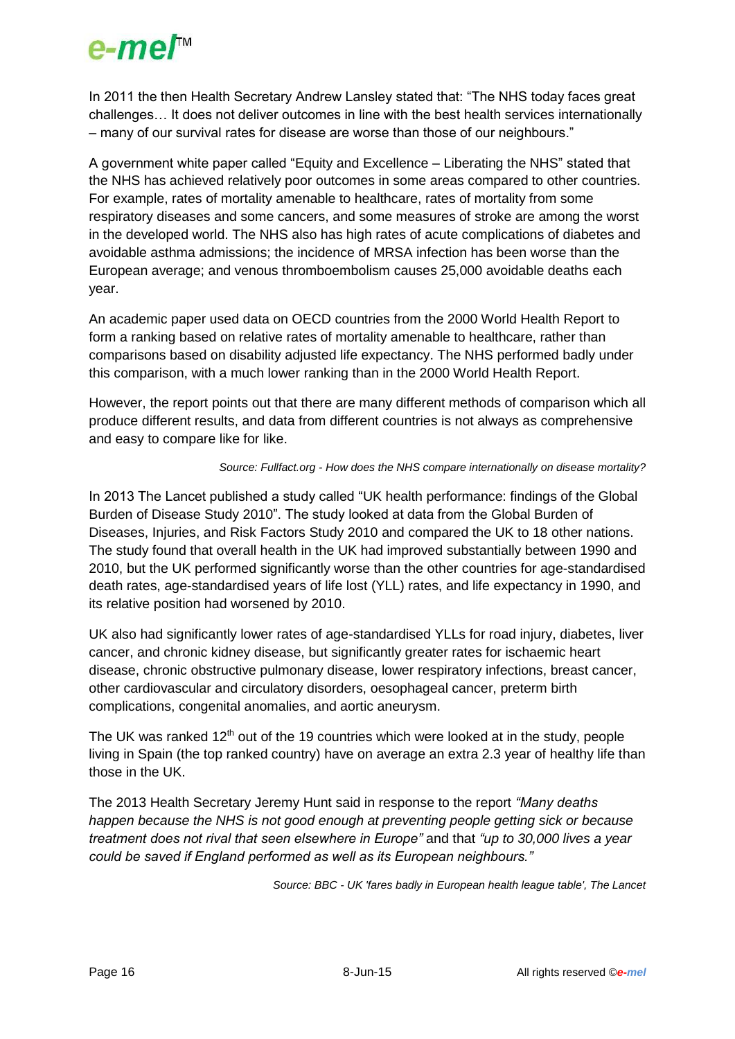In 2011 the then Health Secretary Andrew Lansley stated that: "The NHS today faces great challenges… It does not deliver outcomes in line with the best health services internationally – many of our survival rates for disease are worse than those of our neighbours."

A government white paper called "Equity and Excellence – Liberating the NHS" stated that the NHS has achieved relatively poor outcomes in some areas compared to other countries. For example, rates of mortality amenable to healthcare, rates of mortality from some respiratory diseases and some cancers, and some measures of stroke are among the worst in the developed world. The NHS also has high rates of acute complications of diabetes and avoidable asthma admissions; the incidence of MRSA infection has been worse than the European average; and venous thromboembolism causes 25,000 avoidable deaths each year.

An academic paper used data on OECD countries from the 2000 World Health Report to form a ranking based on relative rates of mortality amenable to healthcare, rather than comparisons based on disability adjusted life expectancy. The NHS performed badly under this comparison, with a much lower ranking than in the 2000 World Health Report.

However, the report points out that there are many different methods of comparison which all produce different results, and data from different countries is not always as comprehensive and easy to compare like for like.

*Source: Fullfact.org - How does the NHS compare internationally on disease mortality?*

In 2013 The Lancet published a study called "UK health performance: findings of the Global Burden of Disease Study 2010". The study looked at data from the Global Burden of Diseases, Injuries, and Risk Factors Study 2010 and compared the UK to 18 other nations. The study found that overall health in the UK had improved substantially between 1990 and 2010, but the UK performed significantly worse than the other countries for age-standardised death rates, age-standardised years of life lost (YLL) rates, and life expectancy in 1990, and its relative position had worsened by 2010.

UK also had significantly lower rates of age-standardised YLLs for road injury, diabetes, liver cancer, and chronic kidney disease, but significantly greater rates for ischaemic heart disease, chronic obstructive pulmonary disease, lower respiratory infections, breast cancer, other cardiovascular and circulatory disorders, oesophageal cancer, preterm birth complications, congenital anomalies, and aortic aneurysm.

The UK was ranked 12th out of the 19 countries which were looked at in the study, people living in Spain (the top ranked country) have on average an extra 2.3 year of healthy life than those in the UK.

The 2013 Health Secretary Jeremy Hunt said in response to the report *"Many deaths happen because the NHS is not good enough at preventing people getting sick or because treatment does not rival that seen elsewhere in Europe"* and that *"up to 30,000 lives a year could be saved if England performed as well as its European neighbours."*

*Source: BBC - UK 'fares badly in European health league table', The Lancet*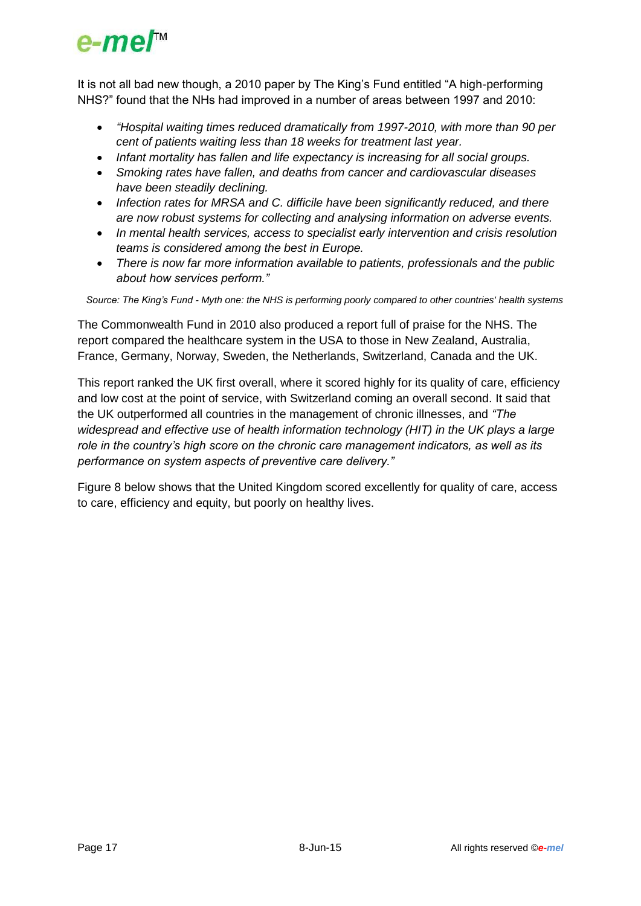It is not all bad new though, a 2010 paper by The King's Fund entitled "A high-performing NHS?" found that the NHs had improved in a number of areas between 1997 and 2010:

- *"Hospital waiting times reduced dramatically from 1997-2010, with more than 90 per cent of patients waiting less than 18 weeks for treatment last year.*
- *Infant mortality has fallen and life expectancy is increasing for all social groups.*
- *Smoking rates have fallen, and deaths from cancer and cardiovascular diseases have been steadily declining.*
- *Infection rates for MRSA and C. difficile have been significantly reduced, and there are now robust systems for collecting and analysing information on adverse events.*
- *In mental health services, access to specialist early intervention and crisis resolution teams is considered among the best in Europe.*
- *There is now far more information available to patients, professionals and the public about how services perform."*

*Source: The King's Fund - Myth one: the NHS is performing poorly compared to other countries' health systems*

The Commonwealth Fund in 2010 also produced a report full of praise for the NHS. The report compared the healthcare system in the USA to those in New Zealand, Australia, France, Germany, Norway, Sweden, the Netherlands, Switzerland, Canada and the UK.

This report ranked the UK first overall, where it scored highly for its quality of care, efficiency and low cost at the point of service, with Switzerland coming an overall second. It said that the UK outperformed all countries in the management of chronic illnesses, and *"The widespread and effective use of health information technology (HIT) in the UK plays a large role in the country's high score on the chronic care management indicators, as well as its performance on system aspects of preventive care delivery."*

Figure 8 below shows that the United Kingdom scored excellently for quality of care, access to care, efficiency and equity, but poorly on healthy lives.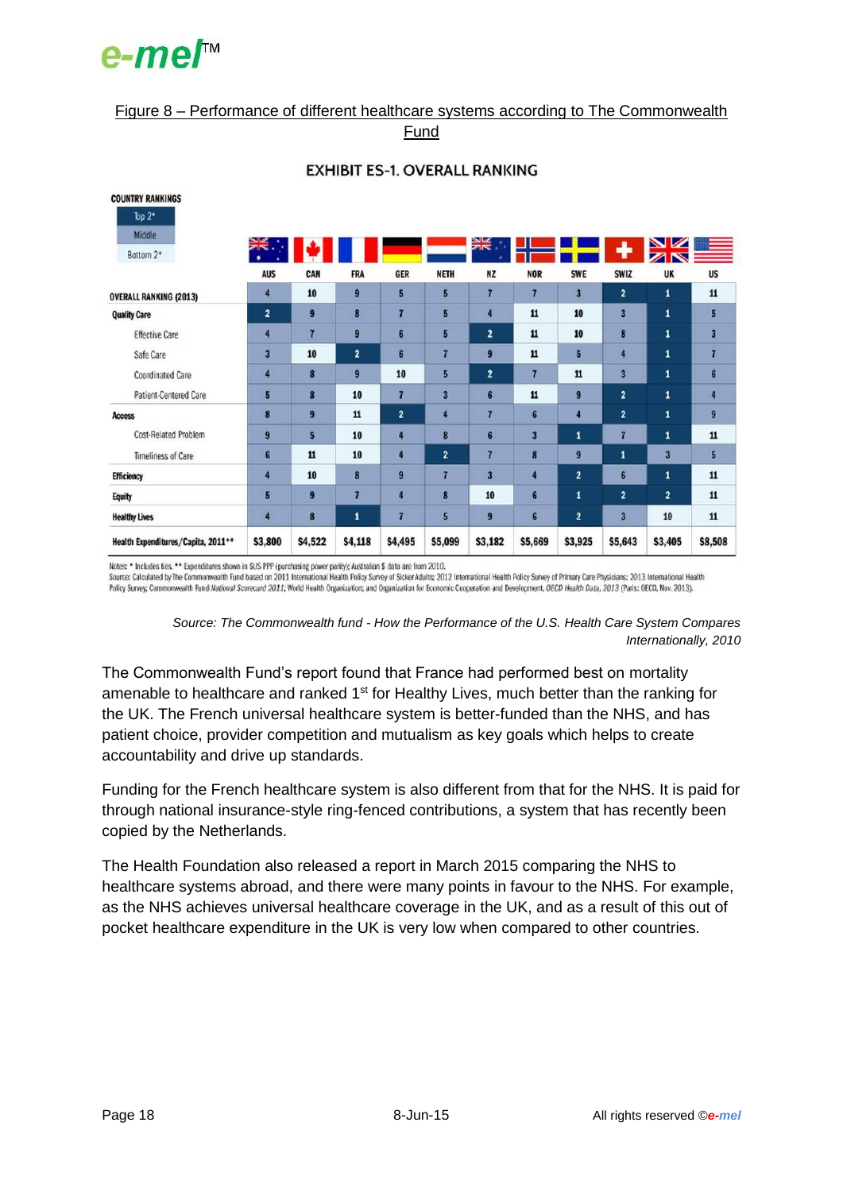Figure 8 – Performance of different healthcare systems according to The Commonwealth Fund

**EXHIBIT ES-1. OVERALL RANKING**

COUNTRY RANKINGS
Top 2*
Middle
Bottom 2*

| | AUS | CAN | FRA | GER | NETH | NZ | NOR | SWE | SWIZ | UK | US |
|---|---|---|---|---|---|---|---|---|---|---|---|
| **OVERALL RANKING (2013)** | 4 | 10 | 9 | 5 | 5 | 7 | 7 | 3 | 2 | 1 | 11 |
| **Quality Care** | 2 | 9 | 8 | 7 | 5 | 4 | 11 | 10 | 3 | 1 | 5 |
| Effective Care | 4 | 7 | 9 | 6 | 5 | 2 | 11 | 10 | 8 | 1 | 3 |
| Safe Care | 3 | 10 | 2 | 6 | 7 | 9 | 11 | 5 | 4 | 1 | 7 |
| Coordinated Care | 4 | 8 | 9 | 10 | 5 | 2 | 7 | 11 | 3 | 1 | 6 |
| Patient-Centered Care | 5 | 8 | 10 | 7 | 3 | 6 | 11 | 9 | 2 | 1 | 4 |
| **Access** | 8 | 9 | 11 | 2 | 4 | 7 | 6 | 4 | 2 | 1 | 9 |
| Cost-Related Problem | 9 | 5 | 10 | 4 | 8 | 6 | 3 | 1 | 7 | 1 | 11 |
| Timeliness of Care | 6 | 11 | 10 | 4 | 2 | 7 | 8 | 9 | 1 | 3 | 5 |
| **Efficiency** | 4 | 10 | 8 | 9 | 7 | 3 | 4 | 2 | 6 | 1 | 11 |
| **Equity** | 5 | 9 | 7 | 4 | 8 | 10 | 6 | 1 | 2 | 2 | 11 |
| **Healthy Lives** | 4 | 8 | 1 | 7 | 5 | 9 | 6 | 2 | 3 | 10 | 11 |
| **Health Expenditures/Capita, 2011**** | $3,800 | $4,522 | $4,118 | $4,495 | $5,099 | $3,182 | $5,669 | $3,925 | $5,643 | $3,405 | $8,508 |

Notes: * Includes ties. ** Expenditures shown in $US PPP (purchasing power parity); Australian $ data are from 2010.
Source: Calculated by The Commonwealth Fund based on 2011 International Health Policy Survey of Sicker Adults; 2012 International Health Policy Survey of Primary Care Physicians; 2013 International Health Policy Survey; Commonwealth Fund *National Scorecard 2011*; World Health Organization; and Organization for Economic Cooperation and Development, *OECD Health Data, 2013* (Paris: OECD, Nov. 2013).

*Source: The Commonwealth fund - How the Performance of the U.S. Health Care System Compares Internationally, 2010*

The Commonwealth Fund's report found that France had performed best on mortality amenable to healthcare and ranked 1st for Healthy Lives, much better than the ranking for the UK. The French universal healthcare system is better-funded than the NHS, and has patient choice, provider competition and mutualism as key goals which helps to create accountability and drive up standards.

Funding for the French healthcare system is also different from that for the NHS. It is paid for through national insurance-style ring-fenced contributions, a system that has recently been copied by the Netherlands.

The Health Foundation also released a report in March 2015 comparing the NHS to healthcare systems abroad, and there were many points in favour to the NHS. For example, as the NHS achieves universal healthcare coverage in the UK, and as a result of this out of pocket healthcare expenditure in the UK is very low when compared to other countries.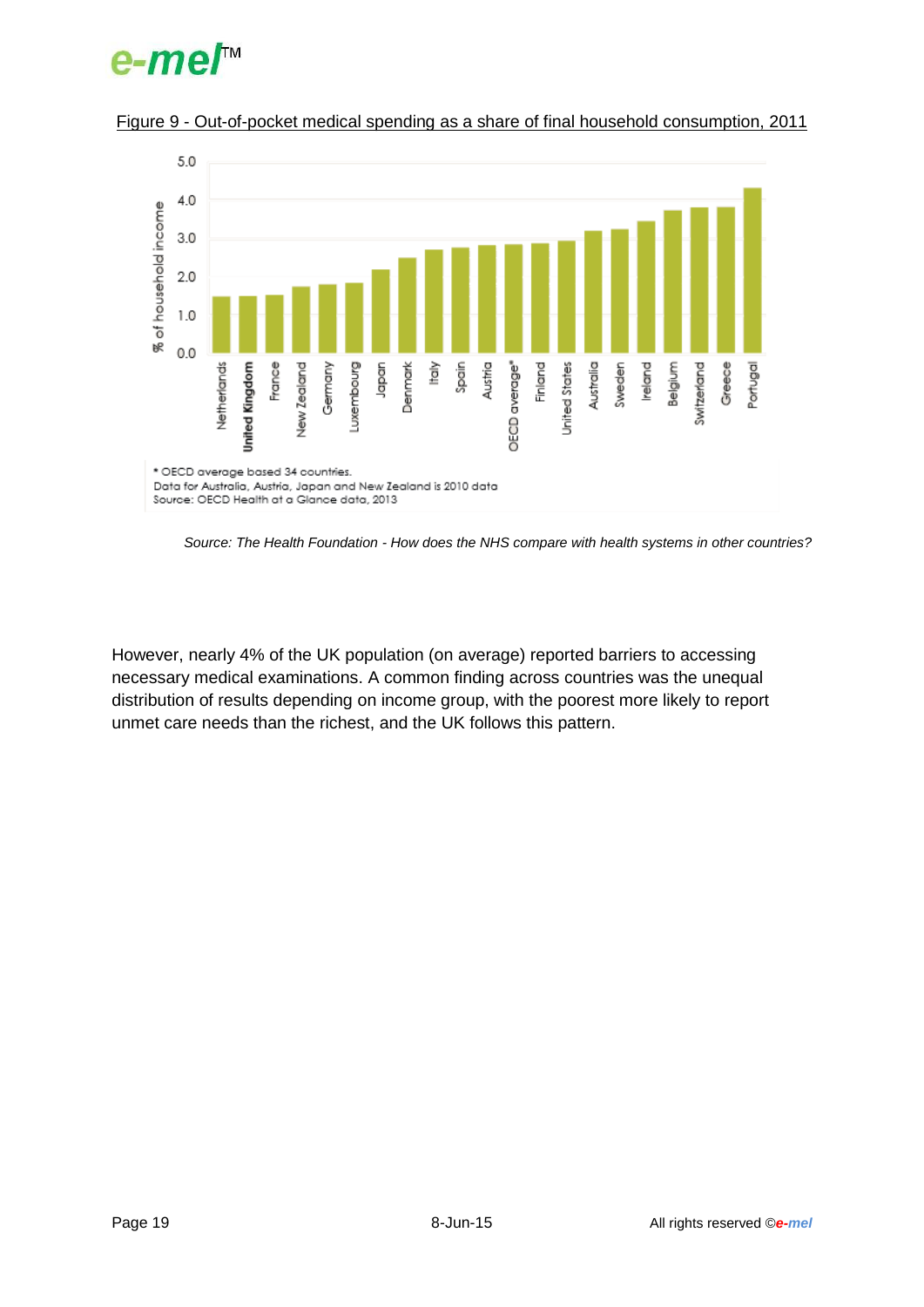Figure 9 - Out-of-pocket medical spending as a share of final household consumption, 2011

% of household income

5.0
4.0
3.0
2.0
1.0
0.0

Netherlands
**United Kingdom**
France
New Zealand
Germany
Luxembourg
Japan
Denmark
Italy
Spain
Austria
OECD average*
Finland
United States
Australia
Sweden
Ireland
Belgium
Switzerland
Greece
Portugal

* OECD average based 34 countries.
Data for Australia, Austria, Japan and New Zealand is 2010 data
Source: OECD Health at a Glance data, 2013

*Source: The Health Foundation - How does the NHS compare with health systems in other countries?*

However, nearly 4% of the UK population (on average) reported barriers to accessing necessary medical examinations. A common finding across countries was the unequal distribution of results depending on income group, with the poorest more likely to report unmet care needs than the richest, and the UK follows this pattern.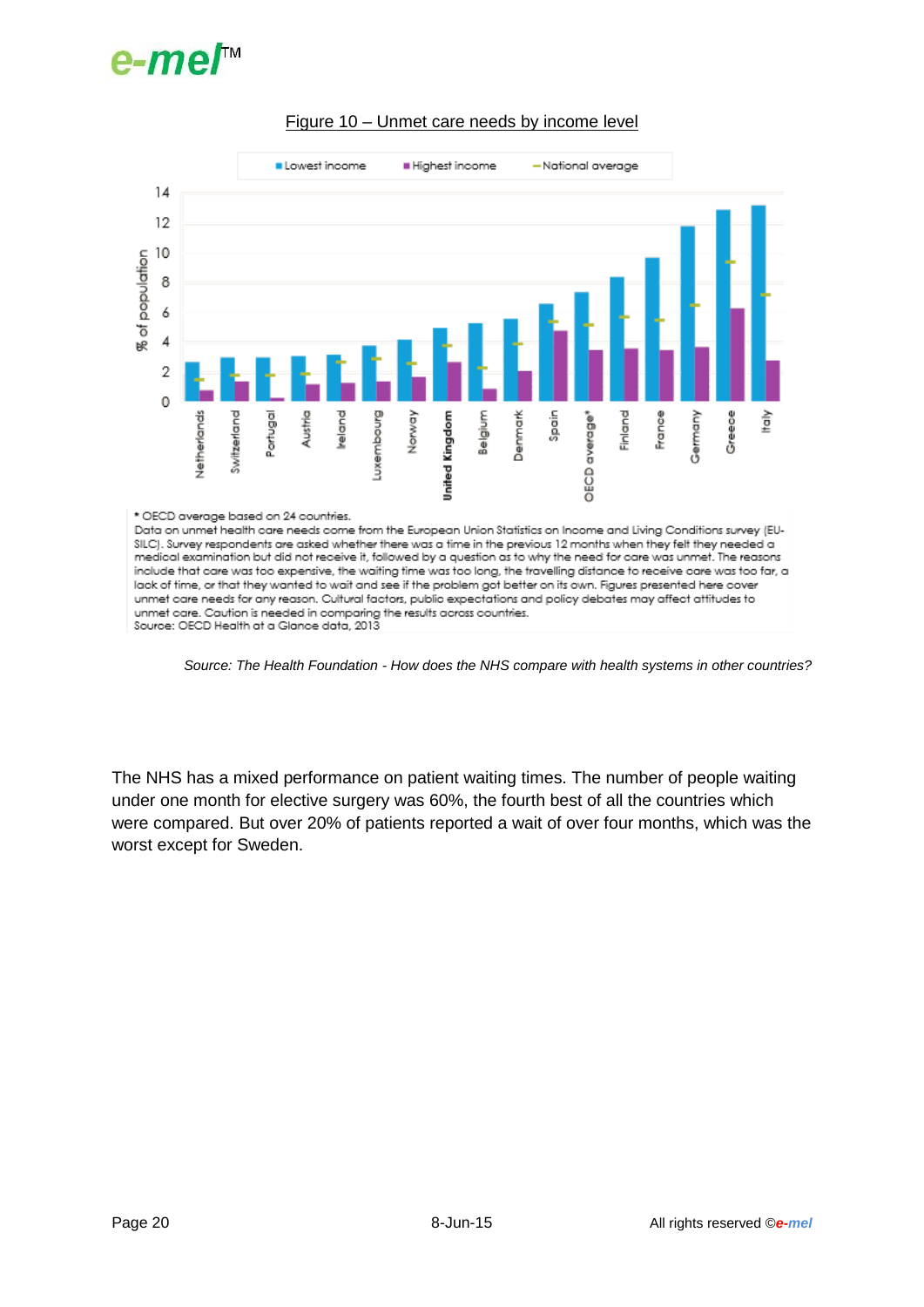Figure 10 – Unmet care needs by income level

Lowest income
Highest income
National average

% of population

14
12
10
8
6
4
2
0

Netherlands
Switzerland
Portugal
Austria
Ireland
Luxembourg
Norway
United Kingdom
Belgium
Denmark
Spain
OECD average*
Finland
France
Germany
Greece
Italy

* OECD average based on 24 countries.
Data on unmet health care needs come from the European Union Statistics on Income and Living Conditions survey (EU-SILC). Survey respondents are asked whether there was a time in the previous 12 months when they felt they needed a medical examination but did not receive it, followed by a question as to why the need for care was unmet. The reasons include that care was too expensive, the waiting time was too long, the travelling distance to receive care was too far, a lack of time, or that they wanted to wait and see if the problem got better on its own. Figures presented here cover unmet care needs for any reason. Cultural factors, public expectations and policy debates may affect attitudes to unmet care. Caution is needed in comparing the results across countries.
Source: OECD Health at a Glance data, 2013

*Source: The Health Foundation - How does the NHS compare with health systems in other countries?*

The NHS has a mixed performance on patient waiting times. The number of people waiting under one month for elective surgery was 60%, the fourth best of all the countries which were compared. But over 20% of patients reported a wait of over four months, which was the worst except for Sweden.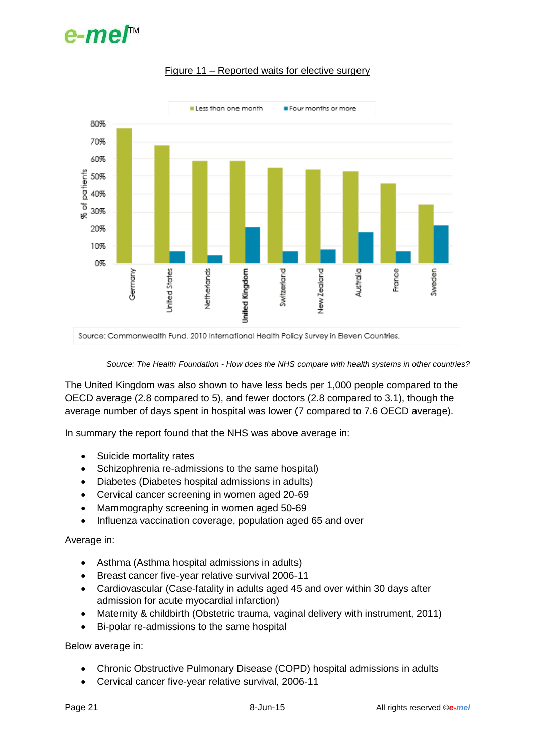Figure 11 – Reported waits for elective surgery

Less than one month
Four months or more

80%
70%
60%
50%
40%
30%
20%
10%
0%

% of patients

Germany
United States
Netherlands
United Kingdom
Switzerland
New Zealand
Australia
France
Sweden

Source: Commonwealth Fund. 2010 International Health Policy Survey in Eleven Countries.

*Source: The Health Foundation - How does the NHS compare with health systems in other countries?*

The United Kingdom was also shown to have less beds per 1,000 people compared to the OECD average (2.8 compared to 5), and fewer doctors (2.8 compared to 3.1), though the average number of days spent in hospital was lower (7 compared to 7.6 OECD average).

In summary the report found that the NHS was above average in:

- Suicide mortality rates
- Schizophrenia re-admissions to the same hospital)
- Diabetes (Diabetes hospital admissions in adults)
- Cervical cancer screening in women aged 20-69
- Mammography screening in women aged 50-69
- Influenza vaccination coverage, population aged 65 and over

Average in:

- Asthma (Asthma hospital admissions in adults)
- Breast cancer five-year relative survival 2006-11
- Cardiovascular (Case-fatality in adults aged 45 and over within 30 days after admission for acute myocardial infarction)
- Maternity & childbirth (Obstetric trauma, vaginal delivery with instrument, 2011)
- Bi-polar re-admissions to the same hospital

Below average in:

- Chronic Obstructive Pulmonary Disease (COPD) hospital admissions in adults
- Cervical cancer five-year relative survival, 2006-11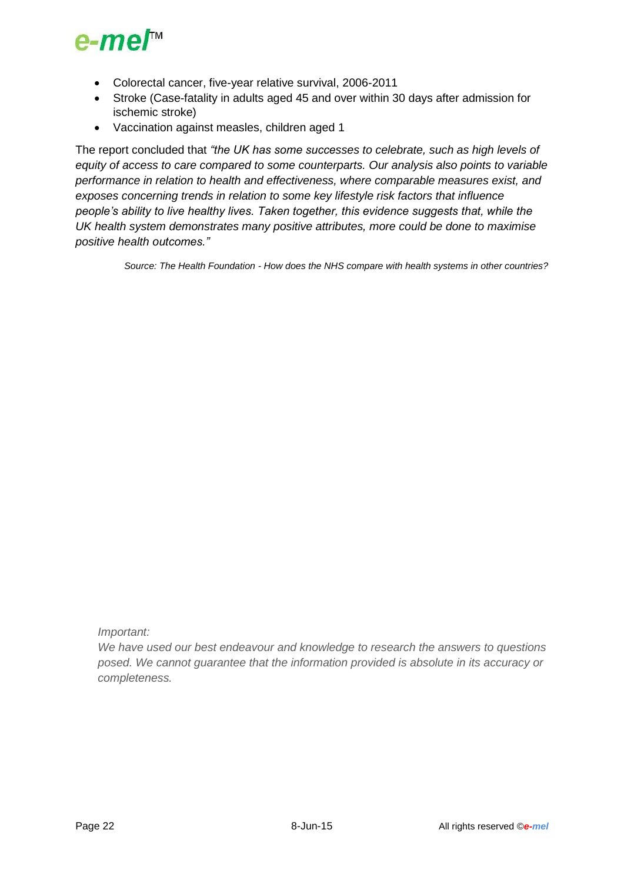- Colorectal cancer, five-year relative survival, 2006-2011
- Stroke (Case-fatality in adults aged 45 and over within 30 days after admission for ischemic stroke)
- Vaccination against measles, children aged 1

The report concluded that *"the UK has some successes to celebrate, such as high levels of equity of access to care compared to some counterparts. Our analysis also points to variable performance in relation to health and effectiveness, where comparable measures exist, and exposes concerning trends in relation to some key lifestyle risk factors that influence people's ability to live healthy lives. Taken together, this evidence suggests that, while the UK health system demonstrates many positive attributes, more could be done to maximise positive health outcomes."*

*Source: The Health Foundation - How does the NHS compare with health systems in other countries?*

*Important:*
*We have used our best endeavour and knowledge to research the answers to questions posed. We cannot guarantee that the information provided is absolute in its accuracy or completeness.*